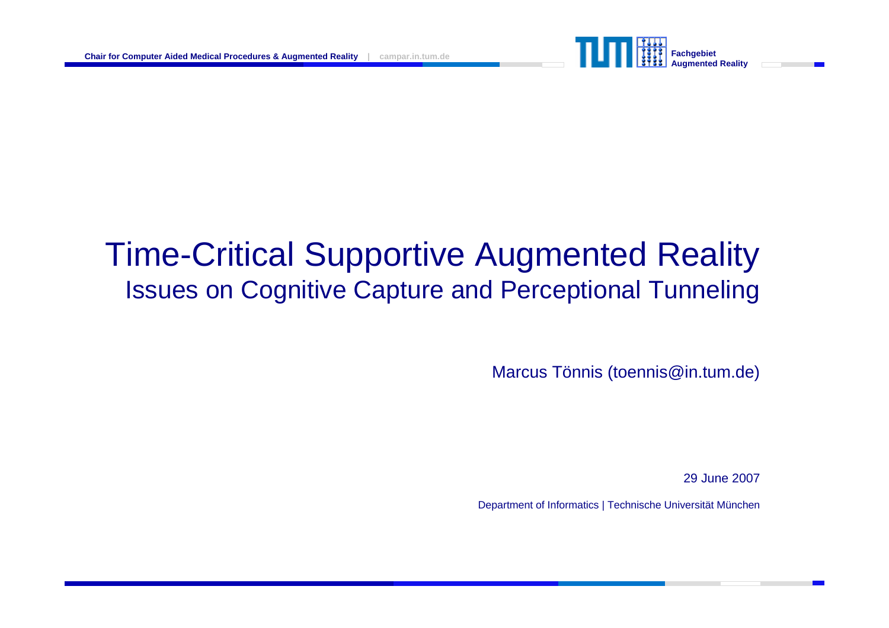# Time-Critical Supportive Augmented Reality

## Issues on Cognitive Capture and Perceptional Tunneling

Marcus Tönnis (toennis@in.tum.de)

29 June 2007

Department of Informatics | Technische Universität München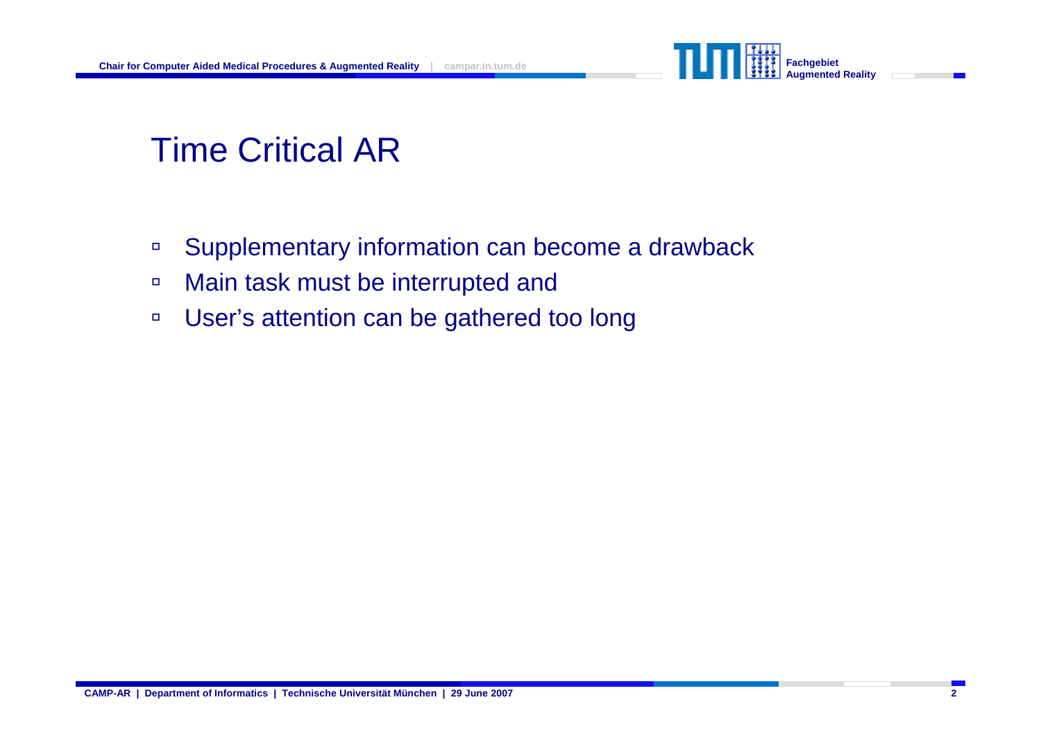# Time Critical AR

- Supplementary information can become a drawback
- Main task must be interrupted and
- User’s attention can be gathered too long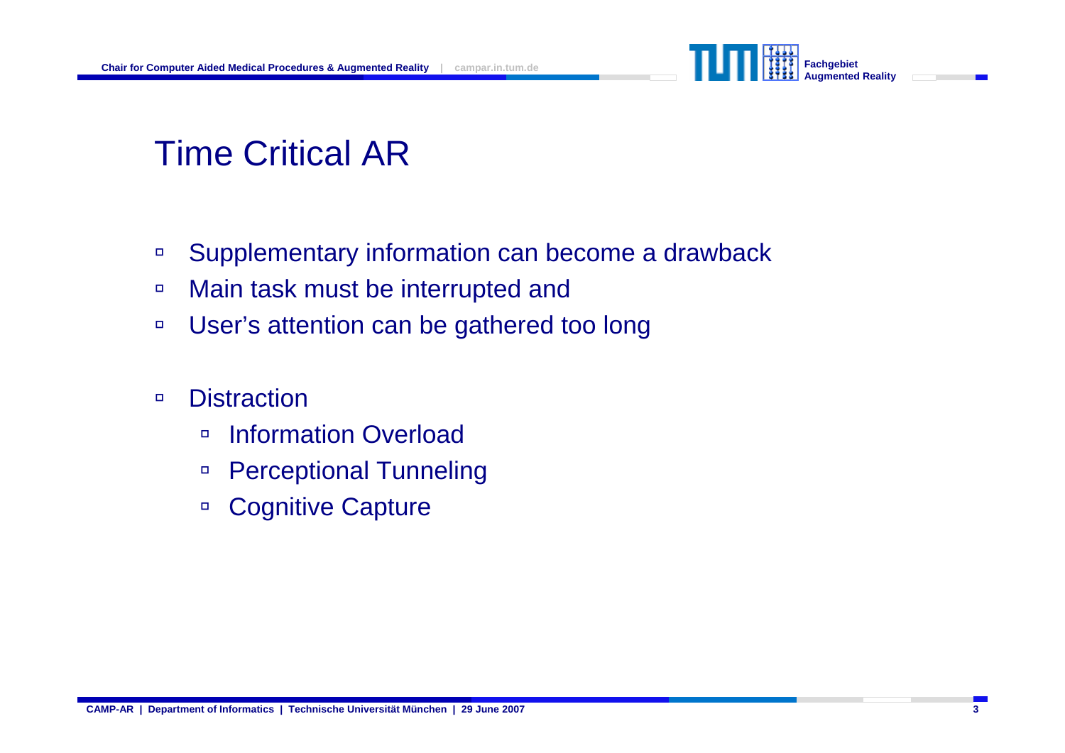# Time Critical AR

- Supplementary information can become a drawback
- Main task must be interrupted and
- User's attention can be gathered too long

- Distraction
  - Information Overload
  - Perceptional Tunneling
  - Cognitive Capture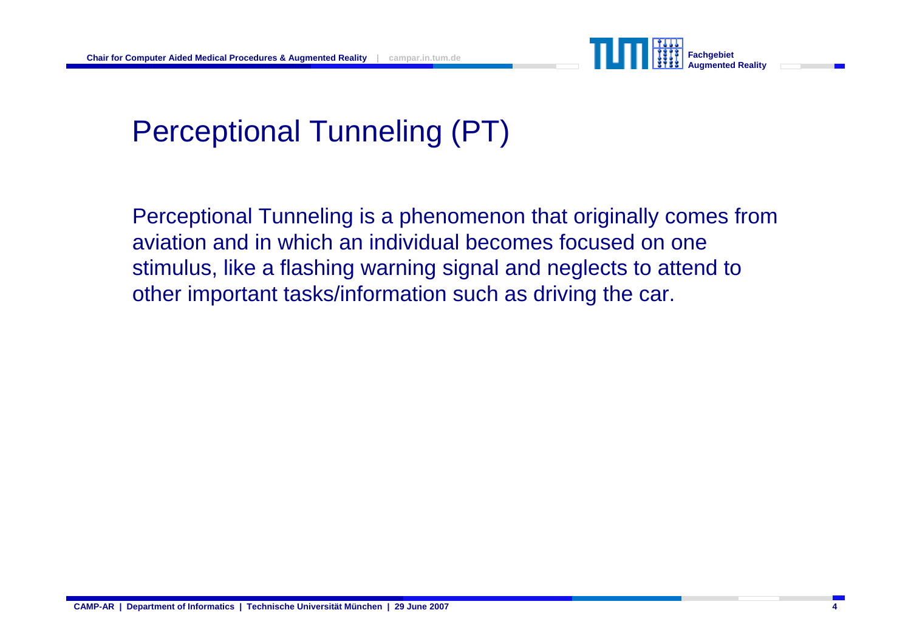# Perceptional Tunneling (PT)

Perceptional Tunneling is a phenomenon that originally comes from aviation and in which an individual becomes focused on one stimulus, like a flashing warning signal and neglects to attend to other important tasks/information such as driving the car.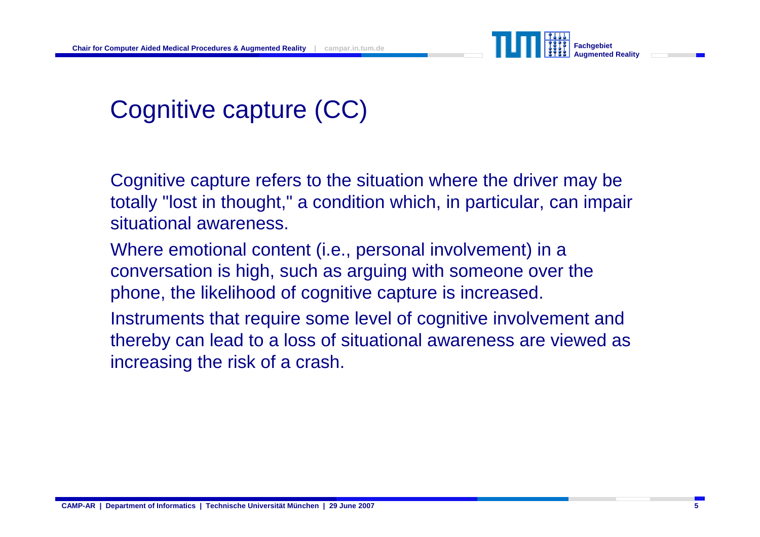# Cognitive capture (CC)

Cognitive capture refers to the situation where the driver may be totally "lost in thought," a condition which, in particular, can impair situational awareness.

Where emotional content (i.e., personal involvement) in a conversation is high, such as arguing with someone over the phone, the likelihood of cognitive capture is increased.

Instruments that require some level of cognitive involvement and thereby can lead to a loss of situational awareness are viewed as increasing the risk of a crash.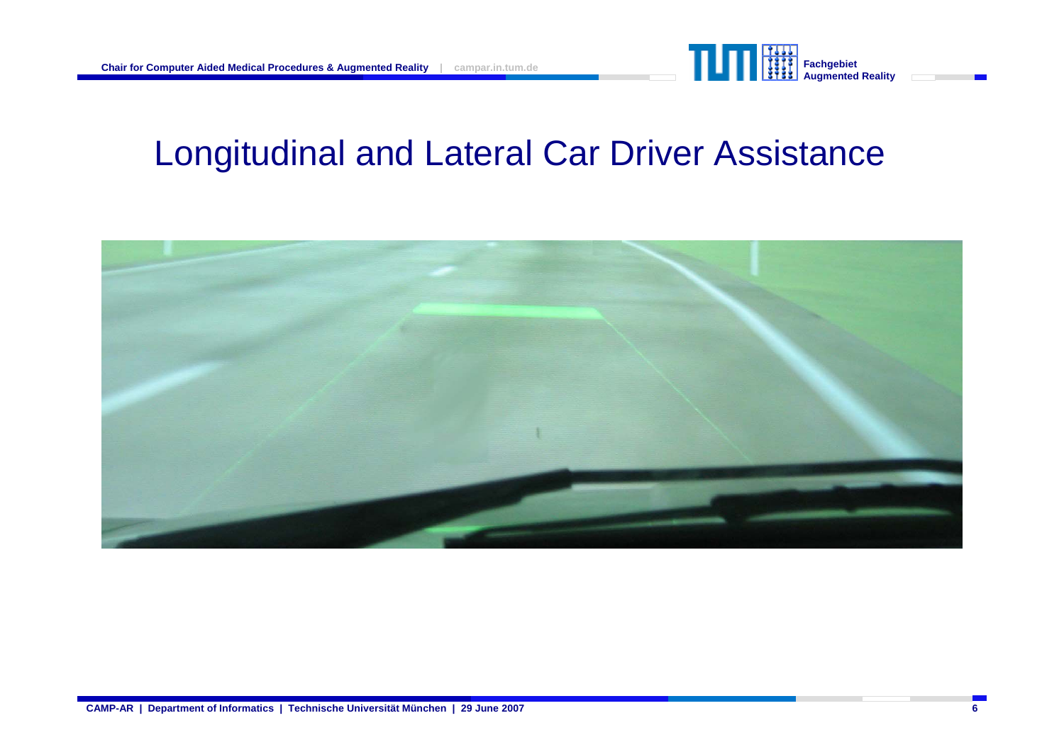# Longitudinal and Lateral Car Driver Assistance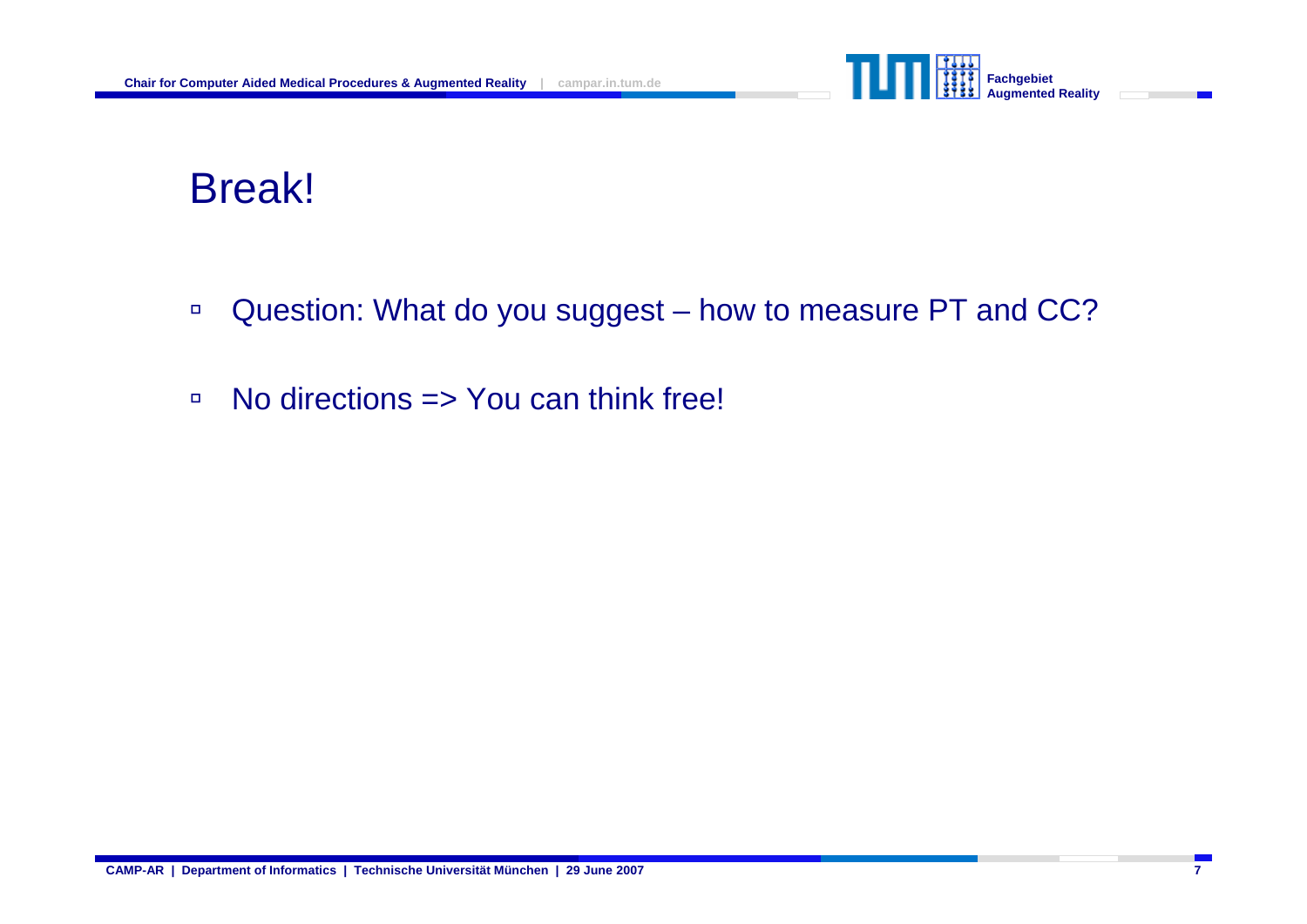# Break!

- Question: What do you suggest – how to measure PT and CC?
- No directions => You can think free!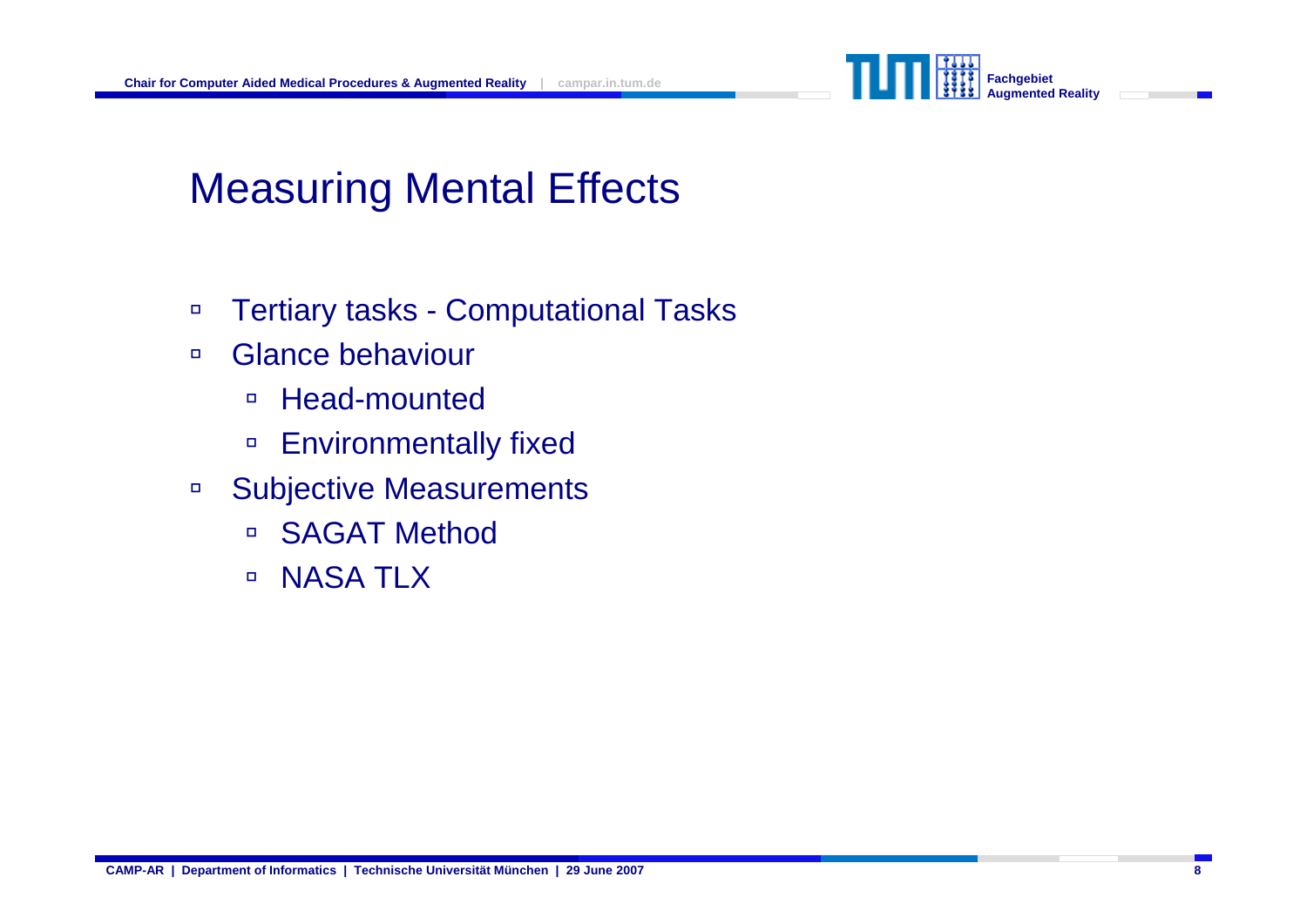# Measuring Mental Effects

- Tertiary tasks - Computational Tasks
- Glance behaviour
  - Head-mounted
  - Environmentally fixed
- Subjective Measurements
  - SAGAT Method
  - NASA TLX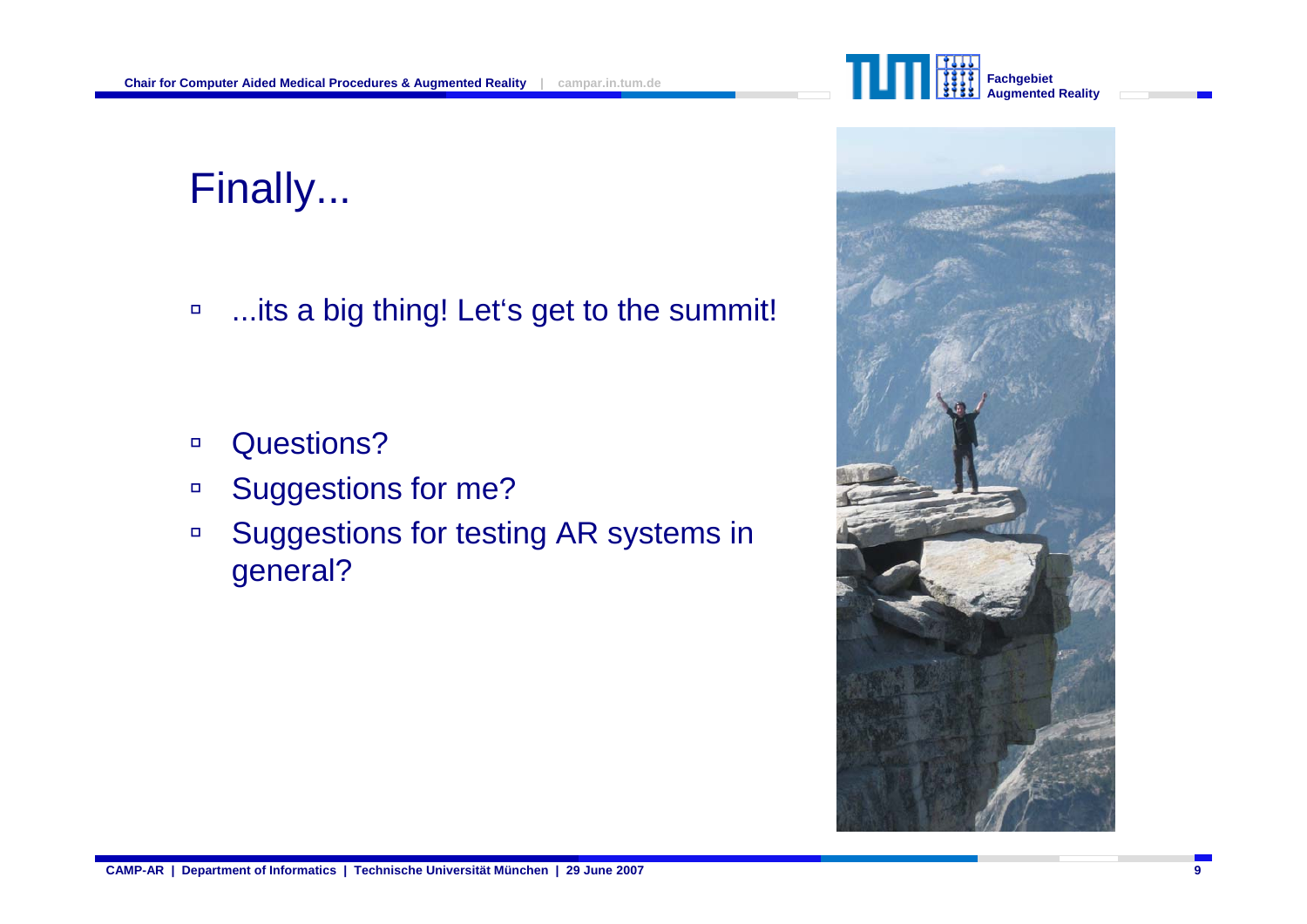# Finally...

- ...its a big thing! Let‘s get to the summit!

- Questions?
- Suggestions for me?
- Suggestions for testing AR systems in general?